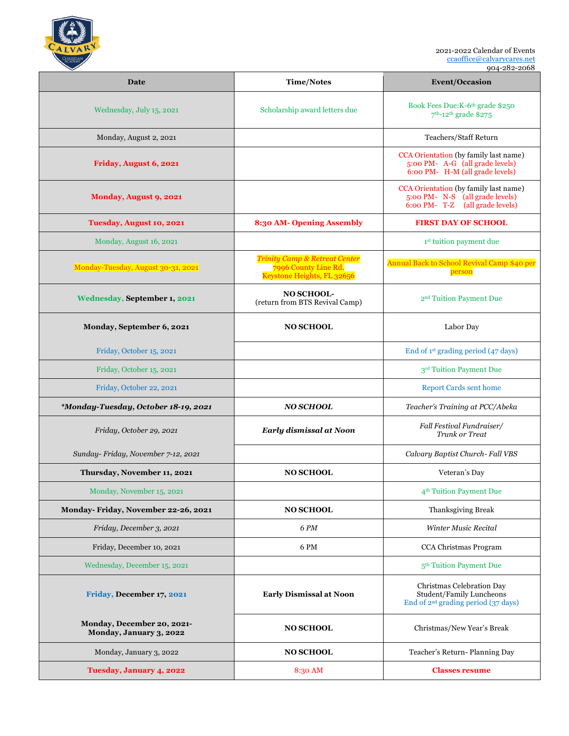2021-2022 Calendar of Events
ccaoffice@calvarycares.net
904-282-2068

| Date | Time/Notes | Event/Occasion |
|---|---|---|
| Wednesday, July 15, 2021 | Scholarship award letters due | Book Fees Due:K-6th grade $250<br>7th-12th grade $275 |
| Monday, August 2, 2021 | | Teachers/Staff Return |
| **Friday, August 6, 2021** | | CCA Orientation (by family last name)<br>5:00 PM- A-G (all grade levels)<br>6:00 PM- H-M (all grade levels) |
| **Monday, August 9, 2021** | | CCA Orientation (by family last name)<br>5:00 PM- N-S (all grade levels)<br>6:00 PM- T-Z (all grade levels) |
| **Tuesday, August 10, 2021** | **8:30 AM- Opening Assembly** | **FIRST DAY OF SCHOOL** |
| Monday, August 16, 2021 | | 1st tuition payment due |
| Monday-Tuesday, August 30-31, 2021 | *Trinity Camp & Retreat Center*<br>7996 County Line Rd.<br>Keystone Heights, FL 32656 | Annual Back to School Revival Camp $40 per person |
| **Wednesday, September 1, 2021** | **NO SCHOOL-**<br>(return from BTS Revival Camp) | 2nd Tuition Payment Due |
| **Monday, September 6, 2021** | **NO SCHOOL** | Labor Day |
| Friday, October 15, 2021 | | End of 1st grading period (47 days) |
| Friday, October 15, 2021 | | 3rd Tuition Payment Due |
| Friday, October 22, 2021 | | Report Cards sent home |
| ***\*Monday-Tuesday, October 18-19, 2021*** | ***NO SCHOOL*** | *Teacher's Training at PCC/Abeka* |
| *Friday, October 29, 2021* | ***Early dismissal at Noon*** | *Fall Festival Fundraiser/<br>Trunk or Treat* |
| *Sunday- Friday, November 7-12, 2021* | | *Calvary Baptist Church- Fall VBS* |
| **Thursday, November 11, 2021** | **NO SCHOOL** | Veteran's Day |
| Monday, November 15, 2021 | | 4th Tuition Payment Due |
| **Monday- Friday, November 22-26, 2021** | **NO SCHOOL** | Thanksgiving Break |
| *Friday, December 3, 2021* | *6 PM* | *Winter Music Recital* |
| Friday, December 10, 2021 | 6 PM | CCA Christmas Program |
| Wednesday, December 15, 2021 | | 5th Tuition Payment Due |
| **Friday, December 17, 2021** | **Early Dismissal at Noon** | Christmas Celebration Day<br>Student/Family Luncheons<br>End of 2nd grading period (37 days) |
| **Monday, December 20, 2021-<br>Monday, January 3, 2022** | **NO SCHOOL** | Christmas/New Year's Break |
| Monday, January 3, 2022 | **NO SCHOOL** | Teacher's Return- Planning Day |
| **Tuesday, January 4, 2022** | 8:30 AM | **Classes resume** |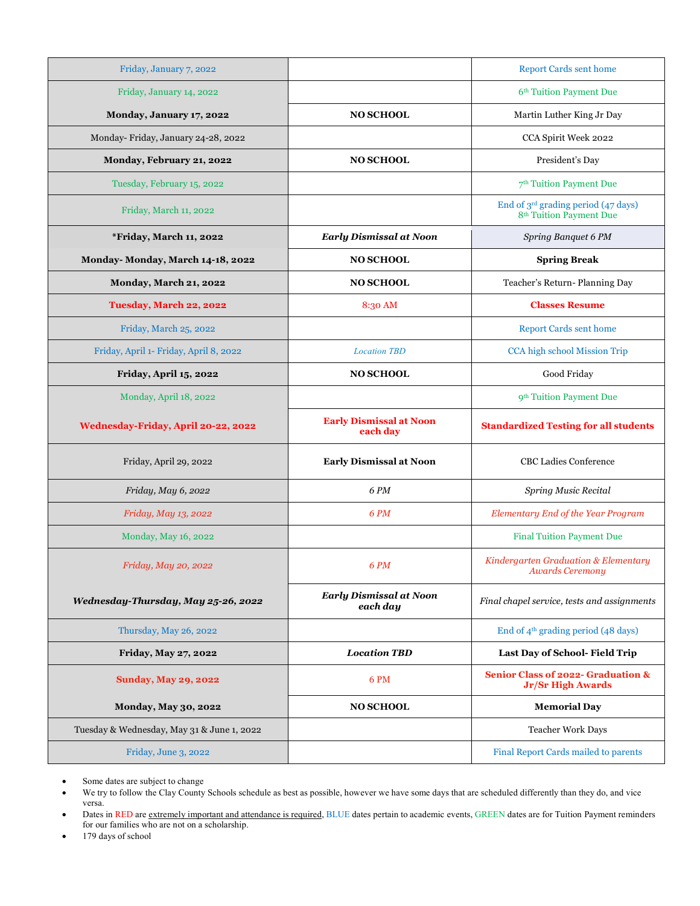| | | |
|---|---|---|
| Friday, January 7, 2022 | | Report Cards sent home |
| Friday, January 14, 2022 | | 6th Tuition Payment Due |
| **Monday, January 17, 2022** | **NO SCHOOL** | Martin Luther King Jr Day |
| Monday- Friday, January 24-28, 2022 | | CCA Spirit Week 2022 |
| **Monday, February 21, 2022** | **NO SCHOOL** | President's Day |
| Tuesday, February 15, 2022 | | 7th Tuition Payment Due |
| Friday, March 11, 2022 | | End of 3rd grading period (47 days)<br>8th Tuition Payment Due |
| **\*Friday, March 11, 2022** | ***Early Dismissal at Noon*** | *Spring Banquet 6 PM* |
| **Monday- Monday, March 14-18, 2022** | **NO SCHOOL** | **Spring Break** |
| **Monday, March 21, 2022** | **NO SCHOOL** | Teacher's Return- Planning Day |
| **Tuesday, March 22, 2022** | 8:30 AM | **Classes Resume** |
| Friday, March 25, 2022 | | Report Cards sent home |
| Friday, April 1- Friday, April 8, 2022 | *Location TBD* | CCA high school Mission Trip |
| **Friday, April 15, 2022** | **NO SCHOOL** | Good Friday |
| Monday, April 18, 2022 | | 9th Tuition Payment Due |
| **Wednesday-Friday, April 20-22, 2022** | **Early Dismissal at Noon each day** | **Standardized Testing for all students** |
| Friday, April 29, 2022 | **Early Dismissal at Noon** | CBC Ladies Conference |
| *Friday, May 6, 2022* | *6 PM* | *Spring Music Recital* |
| *Friday, May 13, 2022* | *6 PM* | *Elementary End of the Year Program* |
| Monday, May 16, 2022 | | Final Tuition Payment Due |
| *Friday, May 20, 2022* | *6 PM* | *Kindergarten Graduation & Elementary Awards Ceremony* |
| ***Wednesday-Thursday, May 25-26, 2022*** | ***Early Dismissal at Noon each day*** | *Final chapel service, tests and assignments* |
| Thursday, May 26, 2022 | | End of 4th grading period (48 days) |
| **Friday, May 27, 2022** | ***Location TBD*** | **Last Day of School- Field Trip** |
| **Sunday, May 29, 2022** | 6 PM | **Senior Class of 2022- Graduation & Jr/Sr High Awards** |
| **Monday, May 30, 2022** | **NO SCHOOL** | **Memorial Day** |
| Tuesday & Wednesday, May 31 & June 1, 2022 | | Teacher Work Days |
| Friday, June 3, 2022 | | Final Report Cards mailed to parents |

- Some dates are subject to change
- We try to follow the Clay County Schools schedule as best as possible, however we have some days that are scheduled differently than they do, and vice versa.
- Dates in RED are extremely important and attendance is required, BLUE dates pertain to academic events, GREEN dates are for Tuition Payment reminders for our families who are not on a scholarship.
- 179 days of school